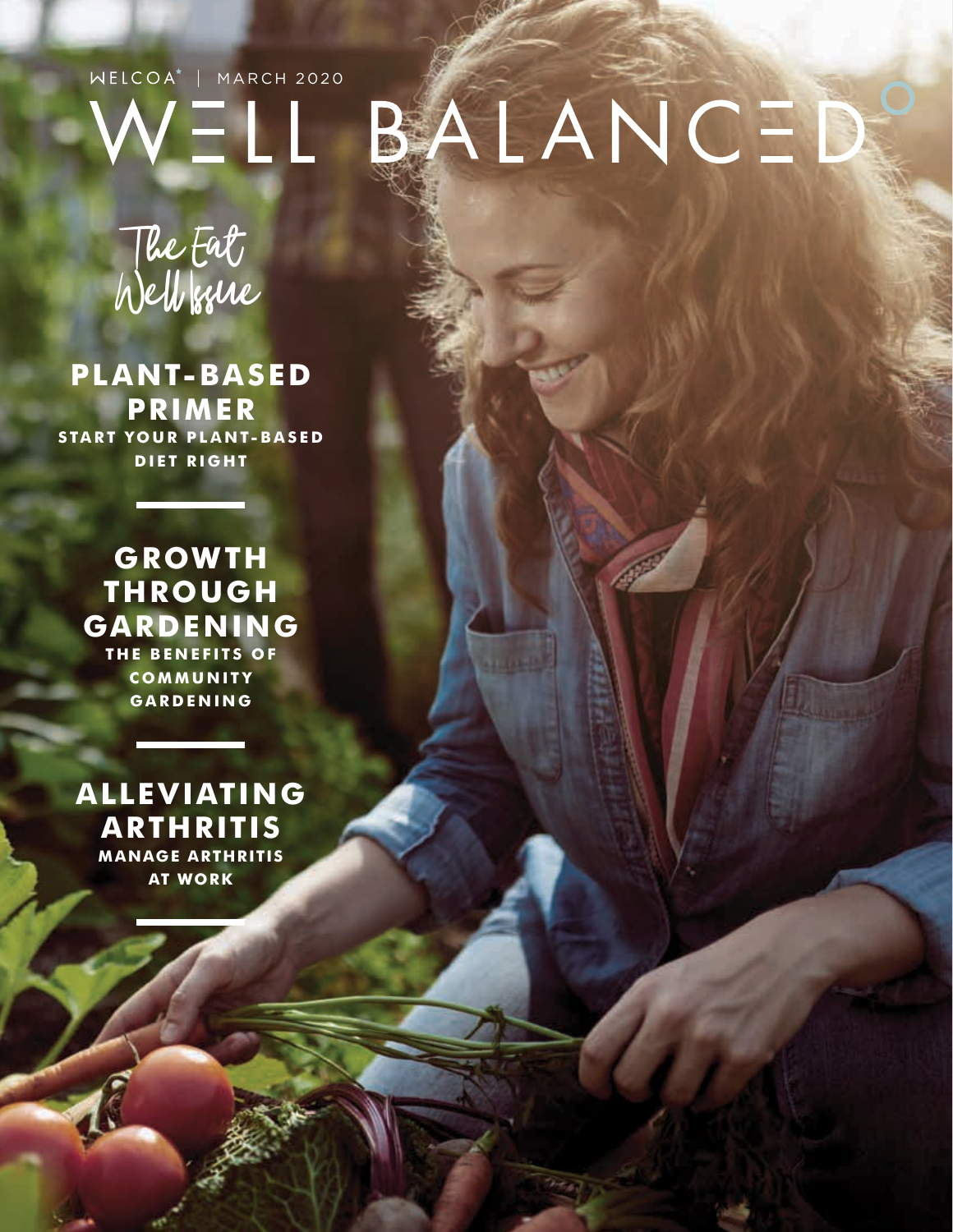WELCOA* | MARCH 2020

# WELL BALANCED

The Eat Well Issue

## PLANT-BASED PRIMER

START YOUR PLANT-BASED DIET RIGHT

## GROWTH THROUGH GARDENING

THE BENEFITS OF COMMUNITY GARDENING

## ALLEVIATING ARTHRITIS

MANAGE ARTHRITIS AT WORK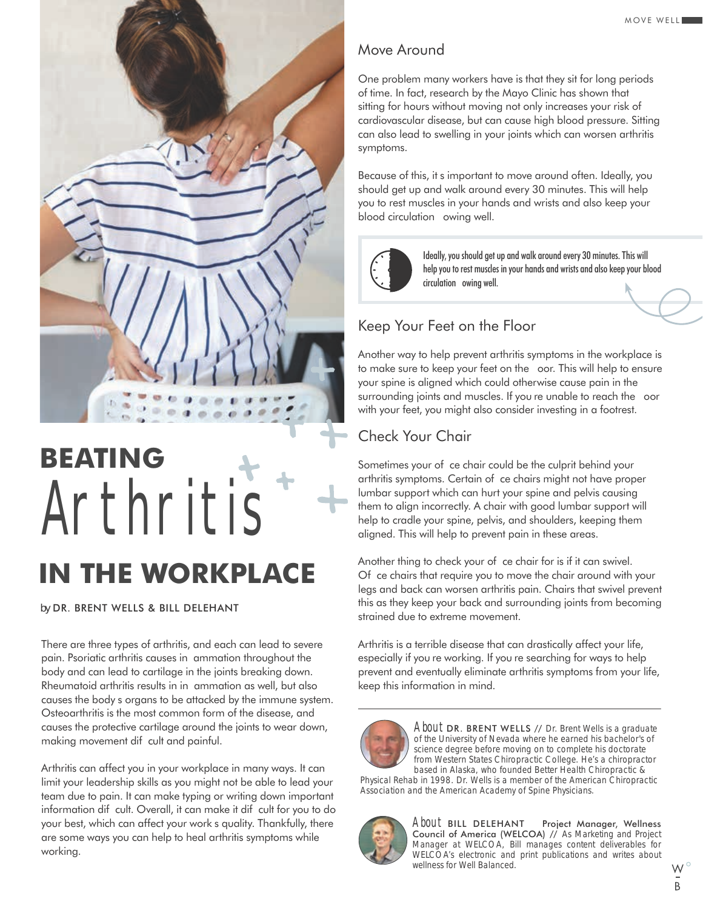# BEATING Arthritis IN THE WORKPLACE

by DR. BRENT WELLS & BILL DELEHANT

There are three types of arthritis, and each can lead to severe pain. Psoriatic arthritis causes in ammation throughout the body and can lead to cartilage in the joints breaking down. Rheumatoid arthritis results in in ammation as well, but also causes the body s organs to be attacked by the immune system. Osteoarthritis is the most common form of the disease, and causes the protective cartilage around the joints to wear down, making movement dif cult and painful.

Arthritis can affect you in your workplace in many ways. It can limit your leadership skills as you might not be able to lead your team due to pain. It can make typing or writing down important information dif cult. Overall, it can make it dif cult for you to do your best, which can affect your work s quality. Thankfully, there are some ways you can help to heal arthritis symptoms while working.

## Move Around

One problem many workers have is that they sit for long periods of time. In fact, research by the Mayo Clinic has shown that sitting for hours without moving not only increases your risk of cardiovascular disease, but can cause high blood pressure. Sitting can also lead to swelling in your joints which can worsen arthritis symptoms.

Because of this, it s important to move around often. Ideally, you should get up and walk around every 30 minutes. This will help you to rest muscles in your hands and wrists and also keep your blood circulation owing well.

> Ideally, you should get up and walk around every 30 minutes. This will help you to rest muscles in your hands and wrists and also keep your blood circulation owing well.

## Keep Your Feet on the Floor

Another way to help prevent arthritis symptoms in the workplace is to make sure to keep your feet on the oor. This will help to ensure your spine is aligned which could otherwise cause pain in the surrounding joints and muscles. If you re unable to reach the oor with your feet, you might also consider investing in a footrest.

## Check Your Chair

Sometimes your of ce chair could be the culprit behind your arthritis symptoms. Certain of ce chairs might not have proper lumbar support which can hurt your spine and pelvis causing them to align incorrectly. A chair with good lumbar support will help to cradle your spine, pelvis, and shoulders, keeping them aligned. This will help to prevent pain in these areas.

Another thing to check your of ce chair for is if it can swivel. Of ce chairs that require you to move the chair around with your legs and back can worsen arthritis pain. Chairs that swivel prevent this as they keep your back and surrounding joints from becoming strained due to extreme movement.

Arthritis is a terrible disease that can drastically affect your life, especially if you re working. If you re searching for ways to help prevent and eventually eliminate arthritis symptoms from your life, keep this information in mind.

---

*About* DR. BRENT WELLS // Dr. Brent Wells is a graduate of the University of Nevada where he earned his bachelor's of science degree before moving on to complete his doctorate from Western States Chiropractic College. He's a chiropractor based in Alaska, who founded Better Health Chiropractic & Physical Rehab in 1998. Dr. Wells is a member of the American Chiropractic Association and the American Academy of Spine Physicians.

*About* BILL DELEHANT Project Manager, Wellness Council of America (WELCOA) // As Marketing and Project Manager at WELCOA, Bill manages content deliverables for WELCOA's electronic and print publications and writes about wellness for Well Balanced.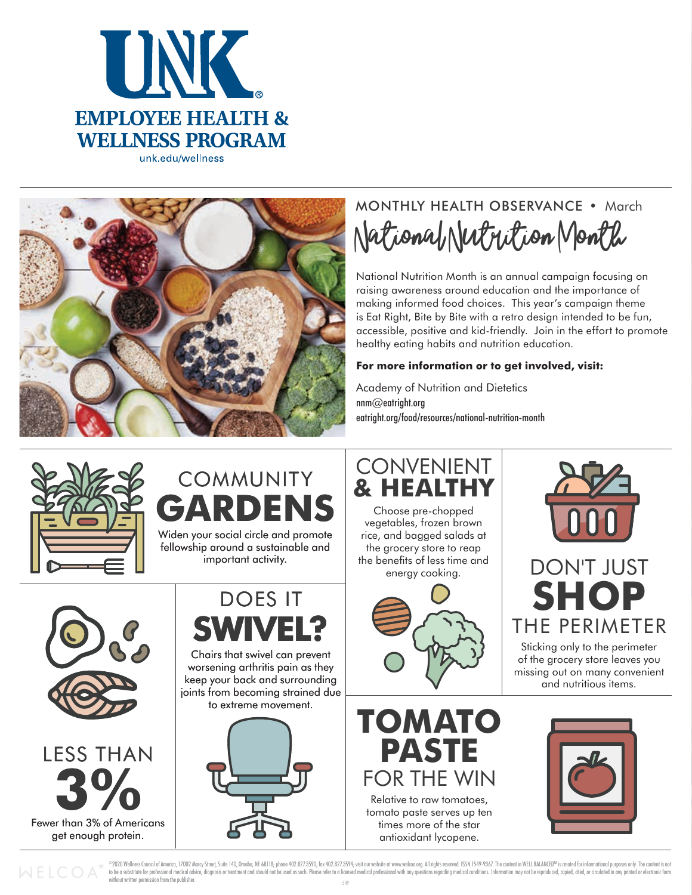# UNK

**EMPLOYEE HEALTH & WELLNESS PROGRAM**

unk.edu/wellness

## MONTHLY HEALTH OBSERVANCE • March

# National Nutrition Month

National Nutrition Month is an annual campaign focusing on raising awareness around education and the importance of making informed food choices. This year's campaign theme is Eat Right, Bite by Bite with a retro design intended to be fun, accessible, positive and kid-friendly. Join in the effort to promote healthy eating habits and nutrition education.

**For more information or to get involved, visit:**

Academy of Nutrition and Dietetics
nnm@eatright.org
eatright.org/food/resources/national-nutrition-month

## COMMUNITY GARDENS

Widen your social circle and promote fellowship around a sustainable and important activity.

## CONVENIENT & HEALTHY

Choose pre-chopped vegetables, frozen brown rice, and bagged salads at the grocery store to reap the benefits of less time and energy cooking.

## DON'T JUST SHOP THE PERIMETER

Sticking only to the perimeter of the grocery store leaves you missing out on many convenient and nutritious items.

## DOES IT SWIVEL?

Chairs that swivel can prevent worsening arthritis pain as they keep your back and surrounding joints from becoming strained due to extreme movement.

## LESS THAN 3%

Fewer than 3% of Americans get enough protein.

## TOMATO PASTE FOR THE WIN

Relative to raw tomatoes, tomato paste serves up ten times more of the star antioxidant lycopene.

WELCOA

©2020 Wellness Council of America, 17002 Marcy Street, Suite 140, Omaha, NE 68118; phone 402.827.3590; fax 402.827.3594; visit our website at www.welcoa.org. All rights reserved. ISSN 1549-9367. The content in WELL BALANCED℠ is created for informational purposes only. The content is not to be a substitute for professional medical advice, diagnosis or treatment and should not be used as such. Please refer to a licensed medical professional with any questions regarding medical conditions. Information may not be reproduced, copied, cited, or circulated in any printed or electronic form without written permission from the publisher.